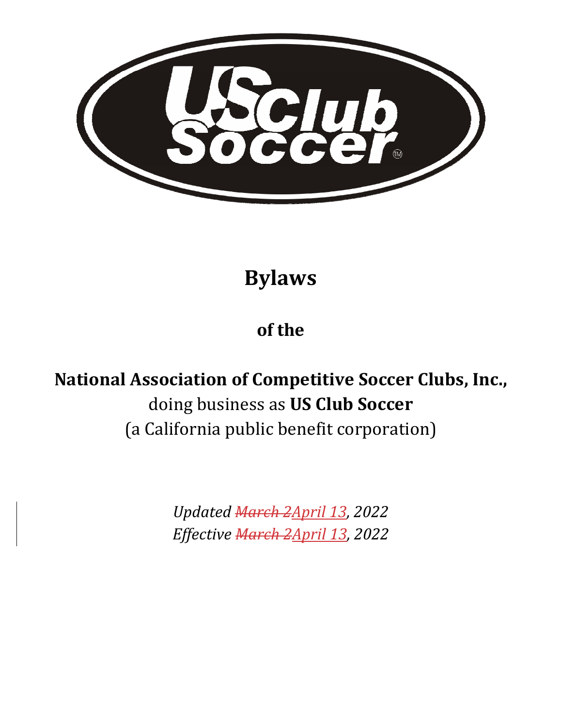# Bylaws

## of the

## National Association of Competitive Soccer Clubs, Inc.,

doing business as **US Club Soccer**
(a California public benefit corporation)

*Updated ~~March 2~~April 13, 2022*
*Effective ~~March 2~~April 13, 2022*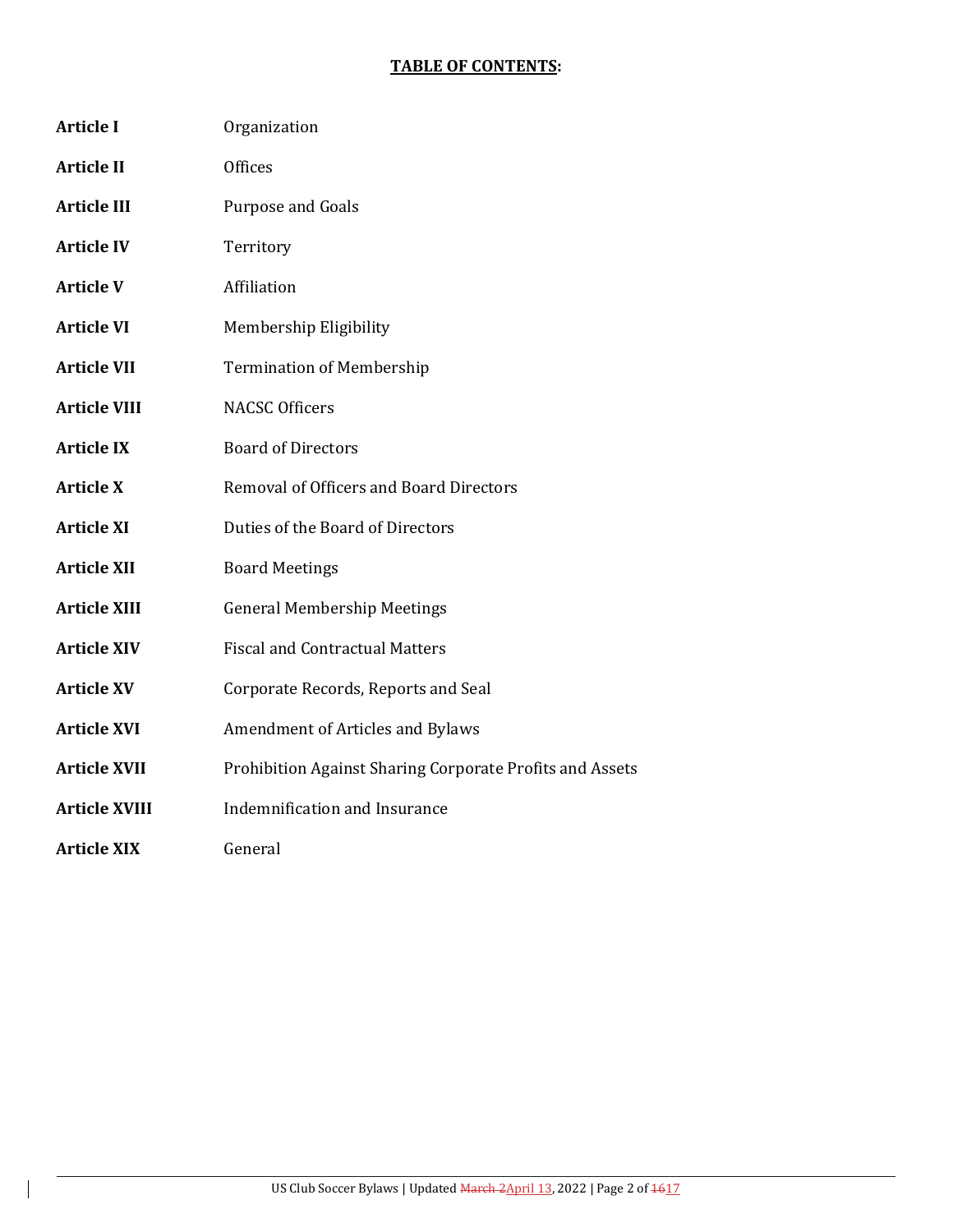# TABLE OF CONTENTS:

| | |
|---|---|
| **Article I** | Organization |
| **Article II** | Offices |
| **Article III** | Purpose and Goals |
| **Article IV** | Territory |
| **Article V** | Affiliation |
| **Article VI** | Membership Eligibility |
| **Article VII** | Termination of Membership |
| **Article VIII** | NACSC Officers |
| **Article IX** | Board of Directors |
| **Article X** | Removal of Officers and Board Directors |
| **Article XI** | Duties of the Board of Directors |
| **Article XII** | Board Meetings |
| **Article XIII** | General Membership Meetings |
| **Article XIV** | Fiscal and Contractual Matters |
| **Article XV** | Corporate Records, Reports and Seal |
| **Article XVI** | Amendment of Articles and Bylaws |
| **Article XVII** | Prohibition Against Sharing Corporate Profits and Assets |
| **Article XVIII** | Indemnification and Insurance |
| **Article XIX** | General |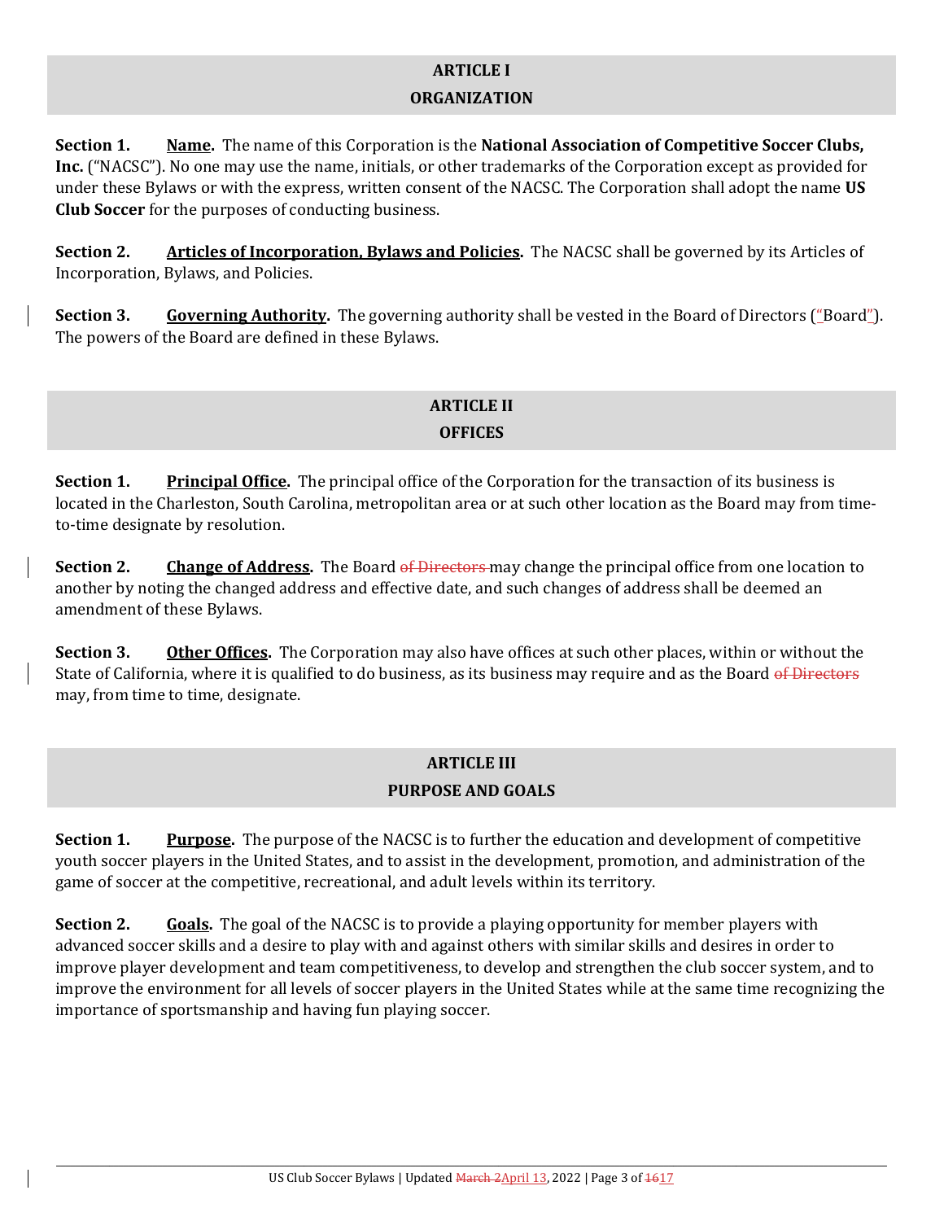## ARTICLE I
## ORGANIZATION

**Section 1. <u>Name</u>.** The name of this Corporation is the **National Association of Competitive Soccer Clubs, Inc.** ("NACSC"). No one may use the name, initials, or other trademarks of the Corporation except as provided for under these Bylaws or with the express, written consent of the NACSC. The Corporation shall adopt the name **US Club Soccer** for the purposes of conducting business.

**Section 2. <u>Articles of Incorporation, Bylaws and Policies</u>.** The NACSC shall be governed by its Articles of Incorporation, Bylaws, and Policies.

**Section 3. <u>Governing Authority</u>.** The governing authority shall be vested in the Board of Directors ("Board"). The powers of the Board are defined in these Bylaws.

## ARTICLE II
## OFFICES

**Section 1. <u>Principal Office</u>.** The principal office of the Corporation for the transaction of its business is located in the Charleston, South Carolina, metropolitan area or at such other location as the Board may from time-to-time designate by resolution.

**Section 2. <u>Change of Address</u>.** The Board ~~of Directors~~ may change the principal office from one location to another by noting the changed address and effective date, and such changes of address shall be deemed an amendment of these Bylaws.

**Section 3. <u>Other Offices</u>.** The Corporation may also have offices at such other places, within or without the State of California, where it is qualified to do business, as its business may require and as the Board ~~of Directors~~ may, from time to time, designate.

## ARTICLE III
## PURPOSE AND GOALS

**Section 1. <u>Purpose</u>.** The purpose of the NACSC is to further the education and development of competitive youth soccer players in the United States, and to assist in the development, promotion, and administration of the game of soccer at the competitive, recreational, and adult levels within its territory.

**Section 2. <u>Goals</u>.** The goal of the NACSC is to provide a playing opportunity for member players with advanced soccer skills and a desire to play with and against others with similar skills and desires in order to improve player development and team competitiveness, to develop and strengthen the club soccer system, and to improve the environment for all levels of soccer players in the United States while at the same time recognizing the importance of sportsmanship and having fun playing soccer.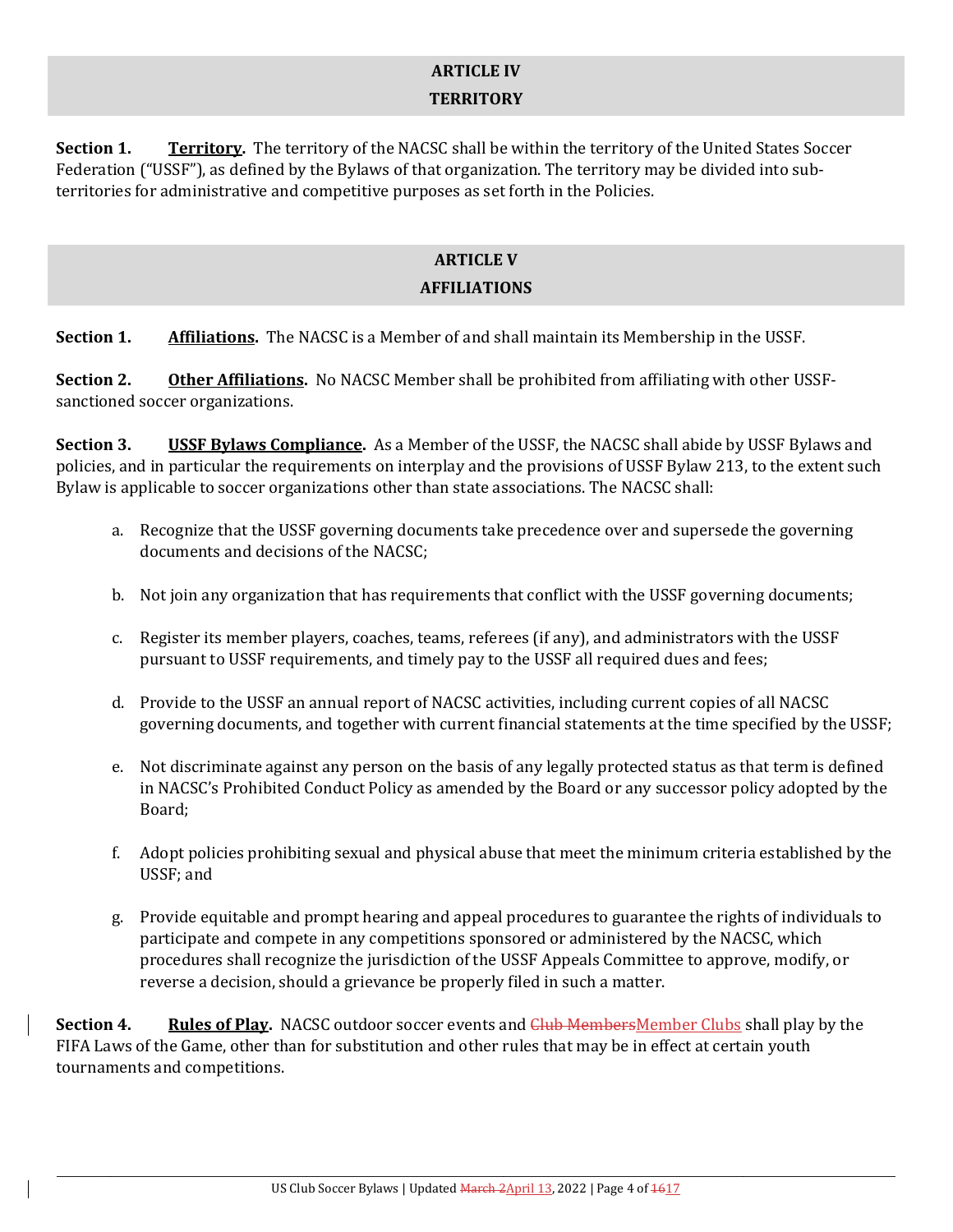## ARTICLE IV
## TERRITORY

**Section 1. <u>Territory</u>.** The territory of the NACSC shall be within the territory of the United States Soccer Federation ("USSF"), as defined by the Bylaws of that organization. The territory may be divided into sub-territories for administrative and competitive purposes as set forth in the Policies.

## ARTICLE V
## AFFILIATIONS

**Section 1. <u>Affiliations</u>.** The NACSC is a Member of and shall maintain its Membership in the USSF.

**Section 2. <u>Other Affiliations</u>.** No NACSC Member shall be prohibited from affiliating with other USSF-sanctioned soccer organizations.

**Section 3. <u>USSF Bylaws Compliance</u>.** As a Member of the USSF, the NACSC shall abide by USSF Bylaws and policies, and in particular the requirements on interplay and the provisions of USSF Bylaw 213, to the extent such Bylaw is applicable to soccer organizations other than state associations. The NACSC shall:

a. Recognize that the USSF governing documents take precedence over and supersede the governing documents and decisions of the NACSC;

b. Not join any organization that has requirements that conflict with the USSF governing documents;

c. Register its member players, coaches, teams, referees (if any), and administrators with the USSF pursuant to USSF requirements, and timely pay to the USSF all required dues and fees;

d. Provide to the USSF an annual report of NACSC activities, including current copies of all NACSC governing documents, and together with current financial statements at the time specified by the USSF;

e. Not discriminate against any person on the basis of any legally protected status as that term is defined in NACSC's Prohibited Conduct Policy as amended by the Board or any successor policy adopted by the Board;

f. Adopt policies prohibiting sexual and physical abuse that meet the minimum criteria established by the USSF; and

g. Provide equitable and prompt hearing and appeal procedures to guarantee the rights of individuals to participate and compete in any competitions sponsored or administered by the NACSC, which procedures shall recognize the jurisdiction of the USSF Appeals Committee to approve, modify, or reverse a decision, should a grievance be properly filed in such a matter.

**Section 4. <u>Rules of Play</u>.** NACSC outdoor soccer events and ~~Club Members~~<u>Member Clubs</u> shall play by the FIFA Laws of the Game, other than for substitution and other rules that may be in effect at certain youth tournaments and competitions.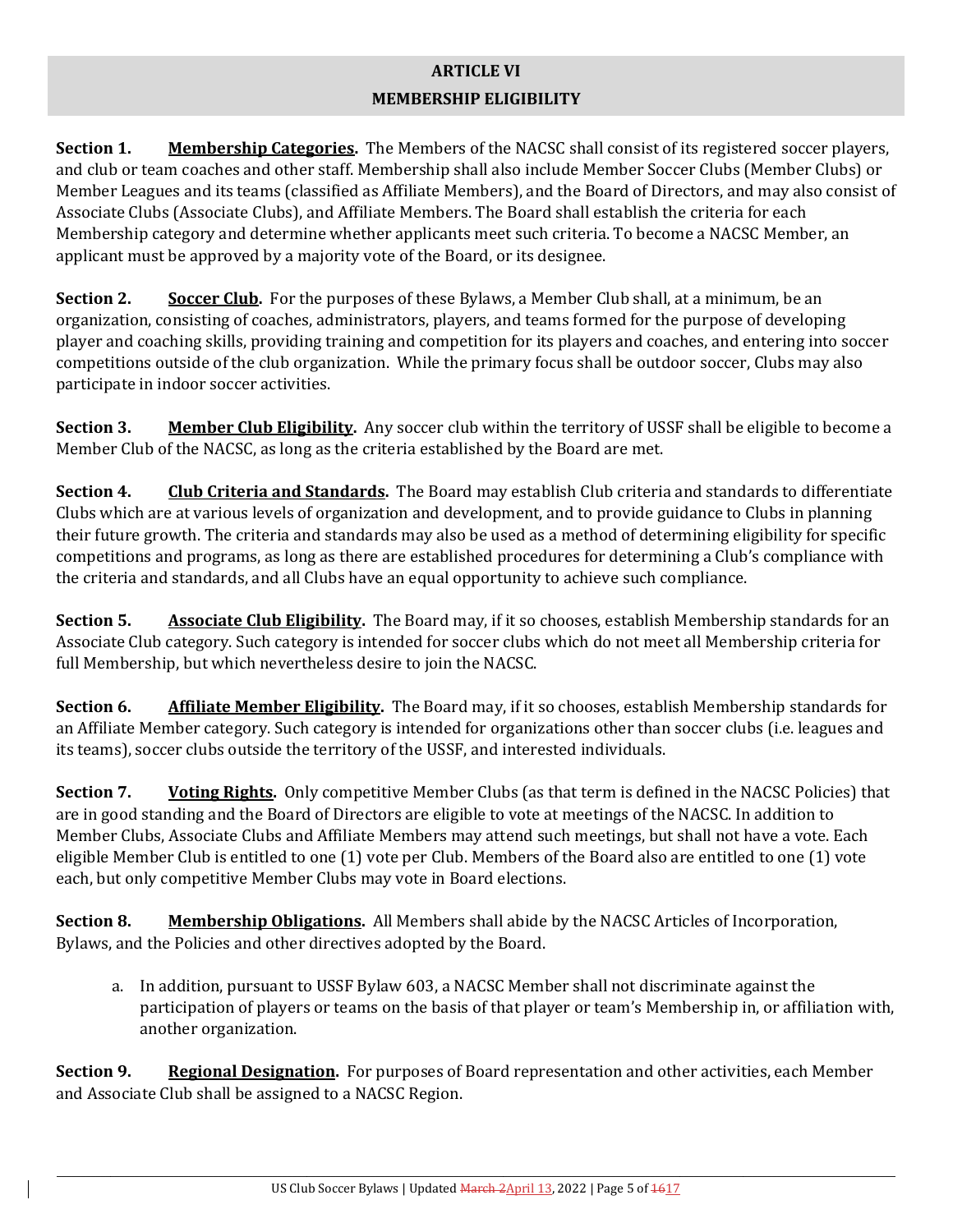## ARTICLE VI
## MEMBERSHIP ELIGIBILITY

**Section 1.** **Membership Categories.** The Members of the NACSC shall consist of its registered soccer players, and club or team coaches and other staff. Membership shall also include Member Soccer Clubs (Member Clubs) or Member Leagues and its teams (classified as Affiliate Members), and the Board of Directors, and may also consist of Associate Clubs (Associate Clubs), and Affiliate Members. The Board shall establish the criteria for each Membership category and determine whether applicants meet such criteria. To become a NACSC Member, an applicant must be approved by a majority vote of the Board, or its designee.

**Section 2.** **Soccer Club.** For the purposes of these Bylaws, a Member Club shall, at a minimum, be an organization, consisting of coaches, administrators, players, and teams formed for the purpose of developing player and coaching skills, providing training and competition for its players and coaches, and entering into soccer competitions outside of the club organization. While the primary focus shall be outdoor soccer, Clubs may also participate in indoor soccer activities.

**Section 3.** **Member Club Eligibility.** Any soccer club within the territory of USSF shall be eligible to become a Member Club of the NACSC, as long as the criteria established by the Board are met.

**Section 4.** **Club Criteria and Standards.** The Board may establish Club criteria and standards to differentiate Clubs which are at various levels of organization and development, and to provide guidance to Clubs in planning their future growth. The criteria and standards may also be used as a method of determining eligibility for specific competitions and programs, as long as there are established procedures for determining a Club's compliance with the criteria and standards, and all Clubs have an equal opportunity to achieve such compliance.

**Section 5.** **Associate Club Eligibility.** The Board may, if it so chooses, establish Membership standards for an Associate Club category. Such category is intended for soccer clubs which do not meet all Membership criteria for full Membership, but which nevertheless desire to join the NACSC.

**Section 6.** **Affiliate Member Eligibility.** The Board may, if it so chooses, establish Membership standards for an Affiliate Member category. Such category is intended for organizations other than soccer clubs (i.e. leagues and its teams), soccer clubs outside the territory of the USSF, and interested individuals.

**Section 7.** **Voting Rights.** Only competitive Member Clubs (as that term is defined in the NACSC Policies) that are in good standing and the Board of Directors are eligible to vote at meetings of the NACSC. In addition to Member Clubs, Associate Clubs and Affiliate Members may attend such meetings, but shall not have a vote. Each eligible Member Club is entitled to one (1) vote per Club. Members of the Board also are entitled to one (1) vote each, but only competitive Member Clubs may vote in Board elections.

**Section 8.** **Membership Obligations.** All Members shall abide by the NACSC Articles of Incorporation, Bylaws, and the Policies and other directives adopted by the Board.

a. In addition, pursuant to USSF Bylaw 603, a NACSC Member shall not discriminate against the participation of players or teams on the basis of that player or team's Membership in, or affiliation with, another organization.

**Section 9.** **Regional Designation.** For purposes of Board representation and other activities, each Member and Associate Club shall be assigned to a NACSC Region.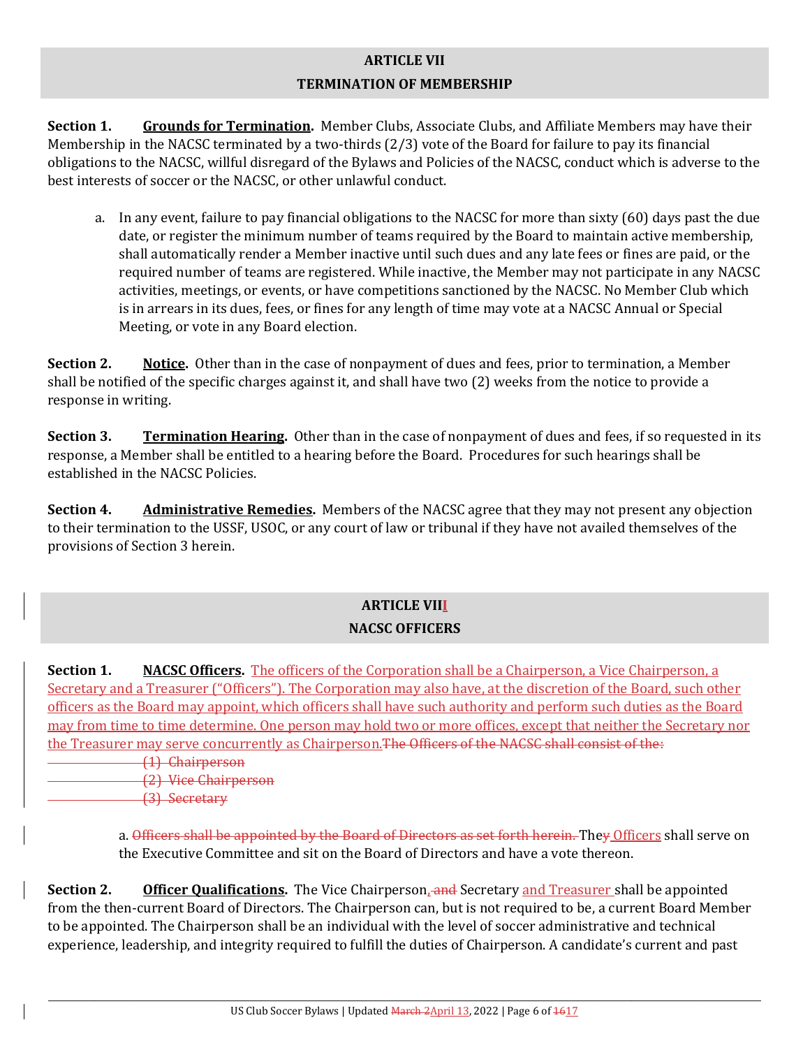## ARTICLE VII

## TERMINATION OF MEMBERSHIP

**Section 1.** **Grounds for Termination.** Member Clubs, Associate Clubs, and Affiliate Members may have their Membership in the NACSC terminated by a two-thirds (2/3) vote of the Board for failure to pay its financial obligations to the NACSC, willful disregard of the Bylaws and Policies of the NACSC, conduct which is adverse to the best interests of soccer or the NACSC, or other unlawful conduct.

a. In any event, failure to pay financial obligations to the NACSC for more than sixty (60) days past the due date, or register the minimum number of teams required by the Board to maintain active membership, shall automatically render a Member inactive until such dues and any late fees or fines are paid, or the required number of teams are registered. While inactive, the Member may not participate in any NACSC activities, meetings, or events, or have competitions sanctioned by the NACSC. No Member Club which is in arrears in its dues, fees, or fines for any length of time may vote at a NACSC Annual or Special Meeting, or vote in any Board election.

**Section 2.** **Notice.** Other than in the case of nonpayment of dues and fees, prior to termination, a Member shall be notified of the specific charges against it, and shall have two (2) weeks from the notice to provide a response in writing.

**Section 3.** **Termination Hearing.** Other than in the case of nonpayment of dues and fees, if so requested in its response, a Member shall be entitled to a hearing before the Board. Procedures for such hearings shall be established in the NACSC Policies.

**Section 4.** **Administrative Remedies.** Members of the NACSC agree that they may not present any objection to their termination to the USSF, USOC, or any court of law or tribunal if they have not availed themselves of the provisions of Section 3 herein.

## ARTICLE VIII

## NACSC OFFICERS

**Section 1.** **NACSC Officers.** The officers of the Corporation shall be a Chairperson, a Vice Chairperson, a Secretary and a Treasurer ("Officers"). The Corporation may also have, at the discretion of the Board, such other officers as the Board may appoint, which officers shall have such authority and perform such duties as the Board may from time to time determine. One person may hold two or more offices, except that neither the Secretary nor the Treasurer may serve concurrently as Chairperson.~~The Officers of the NACSC shall consist of the:~~

~~(1) Chairperson~~
~~(2) Vice Chairperson~~
~~(3) Secretary~~

a. ~~Officers shall be appointed by the Board of Directors as set forth herein.~~ The~~y~~ Officers shall serve on the Executive Committee and sit on the Board of Directors and have a vote thereon.

**Section 2.** **Officer Qualifications.** The Vice Chairperson, ~~and~~ Secretary and Treasurer shall be appointed from the then-current Board of Directors. The Chairperson can, but is not required to be, a current Board Member to be appointed. The Chairperson shall be an individual with the level of soccer administrative and technical experience, leadership, and integrity required to fulfill the duties of Chairperson. A candidate's current and past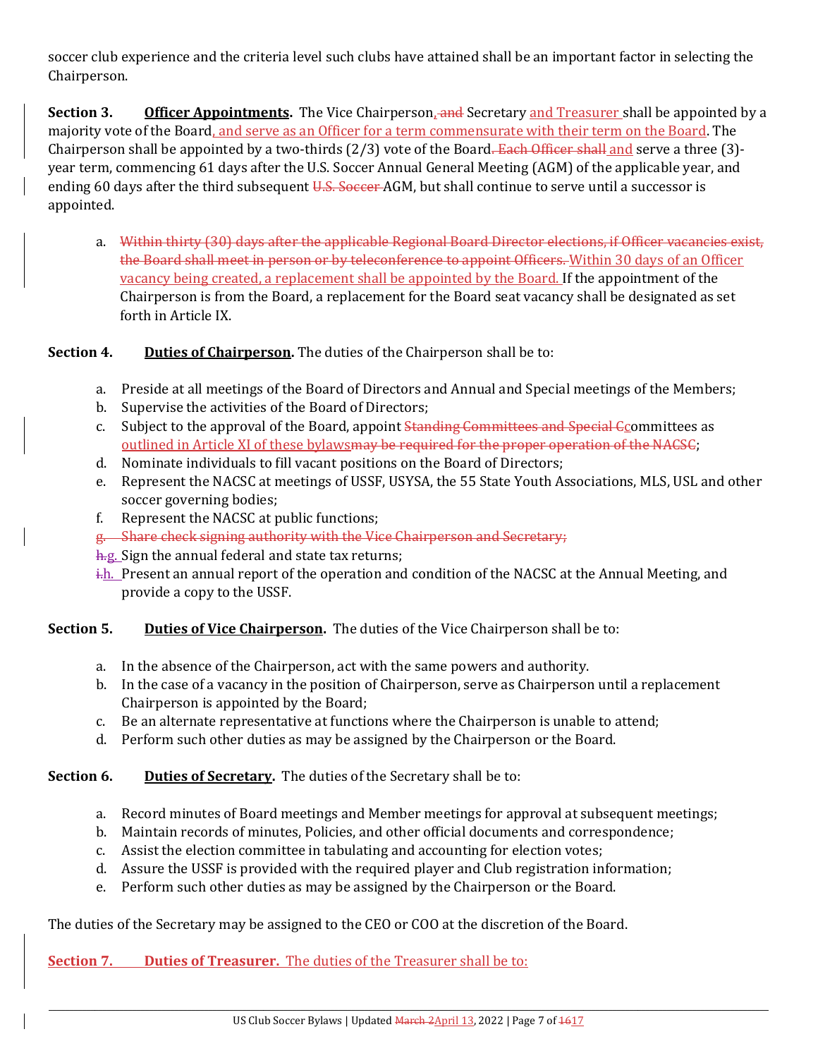soccer club experience and the criteria level such clubs have attained shall be an important factor in selecting the Chairperson.

**Section 3. Officer Appointments.** The Vice Chairperson, ~~and~~ Secretary and Treasurer shall be appointed by a majority vote of the Board, and serve as an Officer for a term commensurate with their term on the Board. The Chairperson shall be appointed by a two-thirds (2/3) vote of the Board~~. Each Officer shall~~ and serve a three (3)-year term, commencing 61 days after the U.S. Soccer Annual General Meeting (AGM) of the applicable year, and ending 60 days after the third subsequent ~~U.S. Soccer~~ AGM, but shall continue to serve until a successor is appointed.

a. ~~Within thirty (30) days after the applicable Regional Board Director elections, if Officer vacancies exist, the Board shall meet in person or by teleconference to appoint Officers.~~ Within 30 days of an Officer vacancy being created, a replacement shall be appointed by the Board. If the appointment of the Chairperson is from the Board, a replacement for the Board seat vacancy shall be designated as set forth in Article IX.

**Section 4. Duties of Chairperson.** The duties of the Chairperson shall be to:

a. Preside at all meetings of the Board of Directors and Annual and Special meetings of the Members;
b. Supervise the activities of the Board of Directors;
c. Subject to the approval of the Board, appoint ~~Standing Committees and Special C~~committees as outlined in Article XI of these bylaws~~may be required for the proper operation of the NACSC~~;
d. Nominate individuals to fill vacant positions on the Board of Directors;
e. Represent the NACSC at meetings of USSF, USYSA, the 55 State Youth Associations, MLS, USL and other soccer governing bodies;
f. Represent the NACSC at public functions;
~~g. Share check signing authority with the Vice Chairperson and Secretary;~~
~~h.~~g. Sign the annual federal and state tax returns;
~~i.~~h. Present an annual report of the operation and condition of the NACSC at the Annual Meeting, and provide a copy to the USSF.

**Section 5. Duties of Vice Chairperson.** The duties of the Vice Chairperson shall be to:

a. In the absence of the Chairperson, act with the same powers and authority.
b. In the case of a vacancy in the position of Chairperson, serve as Chairperson until a replacement Chairperson is appointed by the Board;
c. Be an alternate representative at functions where the Chairperson is unable to attend;
d. Perform such other duties as may be assigned by the Chairperson or the Board.

**Section 6. Duties of Secretary.** The duties of the Secretary shall be to:

a. Record minutes of Board meetings and Member meetings for approval at subsequent meetings;
b. Maintain records of minutes, Policies, and other official documents and correspondence;
c. Assist the election committee in tabulating and accounting for election votes;
d. Assure the USSF is provided with the required player and Club registration information;
e. Perform such other duties as may be assigned by the Chairperson or the Board.

The duties of the Secretary may be assigned to the CEO or COO at the discretion of the Board.

**Section 7. Duties of Treasurer.** The duties of the Treasurer shall be to: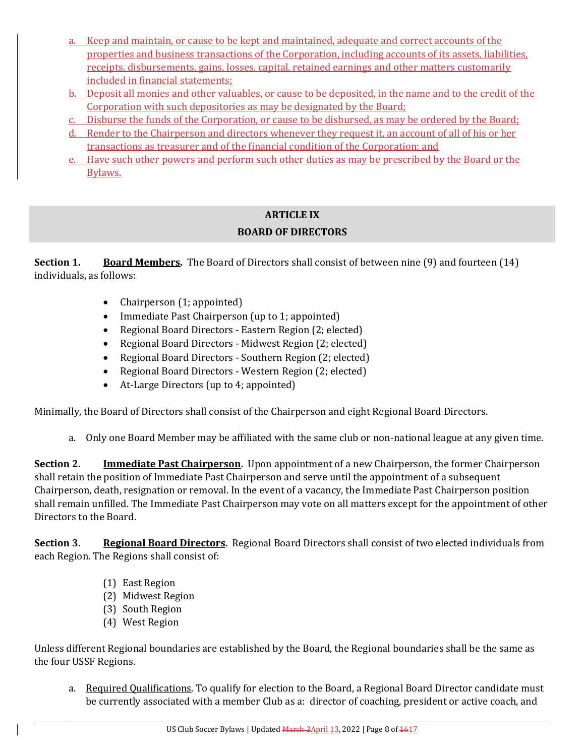a. Keep and maintain, or cause to be kept and maintained, adequate and correct accounts of the properties and business transactions of the Corporation, including accounts of its assets, liabilities, receipts, disbursements, gains, losses, capital, retained earnings and other matters customarily included in financial statements;
b. Deposit all monies and other valuables, or cause to be deposited, in the name and to the credit of the Corporation with such depositories as may be designated by the Board;
c. Disburse the funds of the Corporation, or cause to be disbursed, as may be ordered by the Board;
d. Render to the Chairperson and directors whenever they request it, an account of all of his or her transactions as treasurer and of the financial condition of the Corporation; and
e. Have such other powers and perform such other duties as may be prescribed by the Board or the Bylaws.

## ARTICLE IX
## BOARD OF DIRECTORS

**Section 1. Board Members.** The Board of Directors shall consist of between nine (9) and fourteen (14) individuals, as follows:

- Chairperson (1; appointed)
- Immediate Past Chairperson (up to 1; appointed)
- Regional Board Directors - Eastern Region (2; elected)
- Regional Board Directors - Midwest Region (2; elected)
- Regional Board Directors - Southern Region (2; elected)
- Regional Board Directors - Western Region (2; elected)
- At-Large Directors (up to 4; appointed)

Minimally, the Board of Directors shall consist of the Chairperson and eight Regional Board Directors.

a. Only one Board Member may be affiliated with the same club or non-national league at any given time.

**Section 2. Immediate Past Chairperson.** Upon appointment of a new Chairperson, the former Chairperson shall retain the position of Immediate Past Chairperson and serve until the appointment of a subsequent Chairperson, death, resignation or removal. In the event of a vacancy, the Immediate Past Chairperson position shall remain unfilled. The Immediate Past Chairperson may vote on all matters except for the appointment of other Directors to the Board.

**Section 3. Regional Board Directors.** Regional Board Directors shall consist of two elected individuals from each Region. The Regions shall consist of:

(1) East Region
(2) Midwest Region
(3) South Region
(4) West Region

Unless different Regional boundaries are established by the Board, the Regional boundaries shall be the same as the four USSF Regions.

a. Required Qualifications. To qualify for election to the Board, a Regional Board Director candidate must be currently associated with a member Club as a: director of coaching, president or active coach, and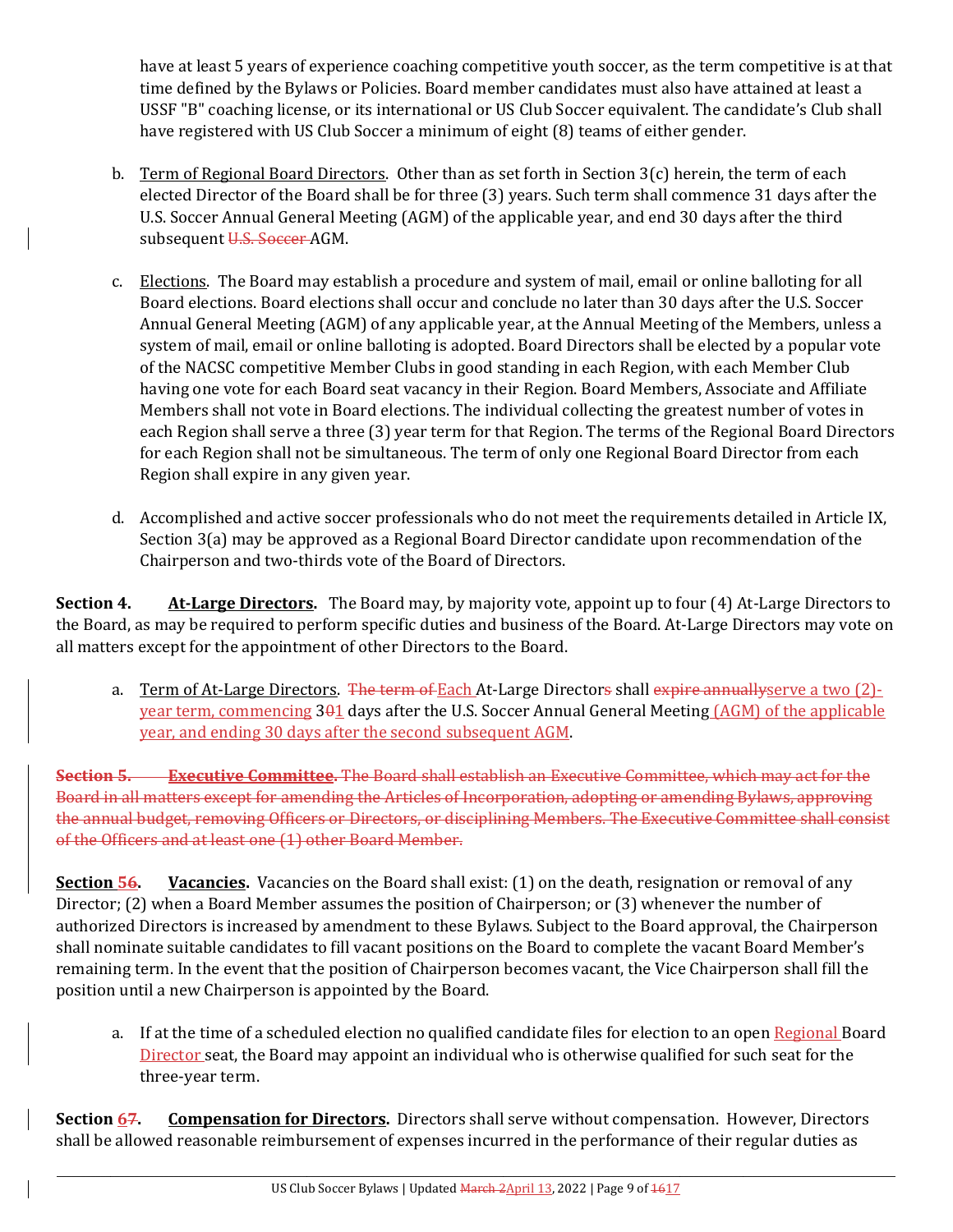have at least 5 years of experience coaching competitive youth soccer, as the term competitive is at that time defined by the Bylaws or Policies. Board member candidates must also have attained at least a USSF "B" coaching license, or its international or US Club Soccer equivalent. The candidate's Club shall have registered with US Club Soccer a minimum of eight (8) teams of either gender.

b. Term of Regional Board Directors. Other than as set forth in Section 3(c) herein, the term of each elected Director of the Board shall be for three (3) years. Such term shall commence 31 days after the U.S. Soccer Annual General Meeting (AGM) of the applicable year, and end 30 days after the third subsequent ~~U.S. Soccer~~ AGM.

c. Elections. The Board may establish a procedure and system of mail, email or online balloting for all Board elections. Board elections shall occur and conclude no later than 30 days after the U.S. Soccer Annual General Meeting (AGM) of any applicable year, at the Annual Meeting of the Members, unless a system of mail, email or online balloting is adopted. Board Directors shall be elected by a popular vote of the NACSC competitive Member Clubs in good standing in each Region, with each Member Club having one vote for each Board seat vacancy in their Region. Board Members, Associate and Affiliate Members shall not vote in Board elections. The individual collecting the greatest number of votes in each Region shall serve a three (3) year term for that Region. The terms of the Regional Board Directors for each Region shall not be simultaneous. The term of only one Regional Board Director from each Region shall expire in any given year.

d. Accomplished and active soccer professionals who do not meet the requirements detailed in Article IX, Section 3(a) may be approved as a Regional Board Director candidate upon recommendation of the Chairperson and two-thirds vote of the Board of Directors.

**Section 4. At-Large Directors.** The Board may, by majority vote, appoint up to four (4) At-Large Directors to the Board, as may be required to perform specific duties and business of the Board. At-Large Directors may vote on all matters except for the appointment of other Directors to the Board.

a. Term of At-Large Directors. ~~The term of~~ Each At-Large Director~~s~~ shall ~~expire annually~~serve a two (2)-year term, commencing 3~~0~~1 days after the U.S. Soccer Annual General Meeting (AGM) of the applicable year, and ending 30 days after the second subsequent AGM.

~~**Section 5. Executive Committee.** The Board shall establish an Executive Committee, which may act for the Board in all matters except for amending the Articles of Incorporation, adopting or amending Bylaws, approving the annual budget, removing Officers or Directors, or disciplining Members. The Executive Committee shall consist of the Officers and at least one (1) other Board Member.~~

**Section 5~~6~~. Vacancies.** Vacancies on the Board shall exist: (1) on the death, resignation or removal of any Director; (2) when a Board Member assumes the position of Chairperson; or (3) whenever the number of authorized Directors is increased by amendment to these Bylaws. Subject to the Board approval, the Chairperson shall nominate suitable candidates to fill vacant positions on the Board to complete the vacant Board Member's remaining term. In the event that the position of Chairperson becomes vacant, the Vice Chairperson shall fill the position until a new Chairperson is appointed by the Board.

a. If at the time of a scheduled election no qualified candidate files for election to an open Regional Board Director seat, the Board may appoint an individual who is otherwise qualified for such seat for the three-year term.

**Section 6~~7~~. Compensation for Directors.** Directors shall serve without compensation. However, Directors shall be allowed reasonable reimbursement of expenses incurred in the performance of their regular duties as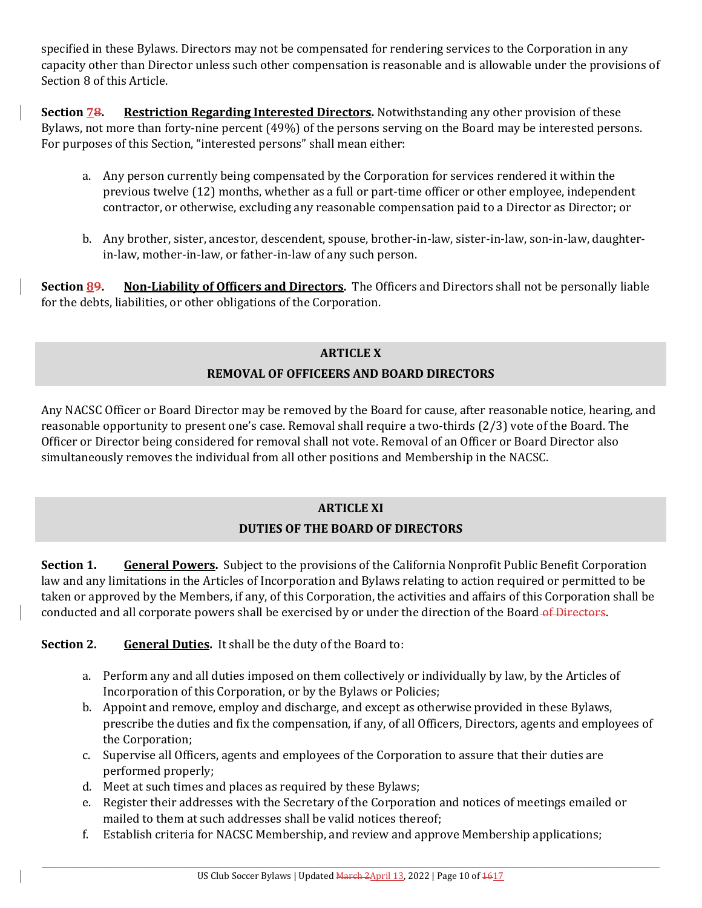specified in these Bylaws. Directors may not be compensated for rendering services to the Corporation in any capacity other than Director unless such other compensation is reasonable and is allowable under the provisions of Section 8 of this Article.

**Section ~~8~~7.** **Restriction Regarding Interested Directors.** Notwithstanding any other provision of these Bylaws, not more than forty-nine percent (49%) of the persons serving on the Board may be interested persons. For purposes of this Section, "interested persons" shall mean either:

a. Any person currently being compensated by the Corporation for services rendered it within the previous twelve (12) months, whether as a full or part-time officer or other employee, independent contractor, or otherwise, excluding any reasonable compensation paid to a Director as Director; or

b. Any brother, sister, ancestor, descendent, spouse, brother-in-law, sister-in-law, son-in-law, daughter-in-law, mother-in-law, or father-in-law of any such person.

**Section ~~9~~8.** **Non-Liability of Officers and Directors.** The Officers and Directors shall not be personally liable for the debts, liabilities, or other obligations of the Corporation.

## ARTICLE X
## REMOVAL OF OFFICEERS AND BOARD DIRECTORS

Any NACSC Officer or Board Director may be removed by the Board for cause, after reasonable notice, hearing, and reasonable opportunity to present one's case. Removal shall require a two-thirds (2/3) vote of the Board. The Officer or Director being considered for removal shall not vote. Removal of an Officer or Board Director also simultaneously removes the individual from all other positions and Membership in the NACSC.

## ARTICLE XI
## DUTIES OF THE BOARD OF DIRECTORS

**Section 1.** **General Powers.** Subject to the provisions of the California Nonprofit Public Benefit Corporation law and any limitations in the Articles of Incorporation and Bylaws relating to action required or permitted to be taken or approved by the Members, if any, of this Corporation, the activities and affairs of this Corporation shall be conducted and all corporate powers shall be exercised by or under the direction of the Board ~~of Directors~~.

**Section 2.** **General Duties.** It shall be the duty of the Board to:

a. Perform any and all duties imposed on them collectively or individually by law, by the Articles of Incorporation of this Corporation, or by the Bylaws or Policies;
b. Appoint and remove, employ and discharge, and except as otherwise provided in these Bylaws, prescribe the duties and fix the compensation, if any, of all Officers, Directors, agents and employees of the Corporation;
c. Supervise all Officers, agents and employees of the Corporation to assure that their duties are performed properly;
d. Meet at such times and places as required by these Bylaws;
e. Register their addresses with the Secretary of the Corporation and notices of meetings emailed or mailed to them at such addresses shall be valid notices thereof;
f. Establish criteria for NACSC Membership, and review and approve Membership applications;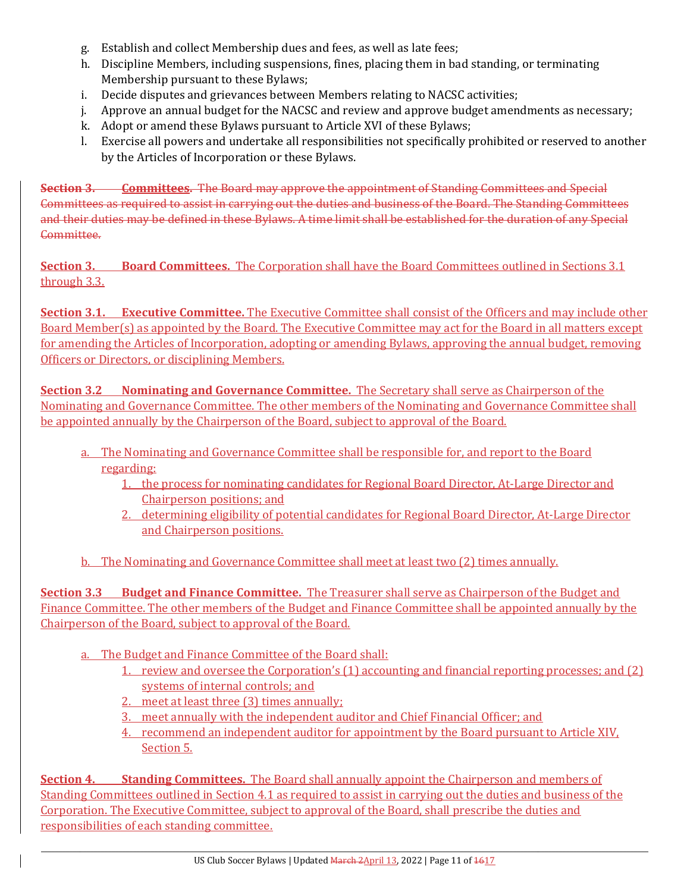g. Establish and collect Membership dues and fees, as well as late fees;
h. Discipline Members, including suspensions, fines, placing them in bad standing, or terminating Membership pursuant to these Bylaws;
i. Decide disputes and grievances between Members relating to NACSC activities;
j. Approve an annual budget for the NACSC and review and approve budget amendments as necessary;
k. Adopt or amend these Bylaws pursuant to Article XVI of these Bylaws;
l. Exercise all powers and undertake all responsibilities not specifically prohibited or reserved to another by the Articles of Incorporation or these Bylaws.

~~**Section 3. Committees.** The Board may approve the appointment of Standing Committees and Special Committees as required to assist in carrying out the duties and business of the Board. The Standing Committees and their duties may be defined in these Bylaws. A time limit shall be established for the duration of any Special Committee.~~

**Section 3. Board Committees.** The Corporation shall have the Board Committees outlined in Sections 3.1 through 3.3.

**Section 3.1. Executive Committee.** The Executive Committee shall consist of the Officers and may include other Board Member(s) as appointed by the Board. The Executive Committee may act for the Board in all matters except for amending the Articles of Incorporation, adopting or amending Bylaws, approving the annual budget, removing Officers or Directors, or disciplining Members.

**Section 3.2 Nominating and Governance Committee.** The Secretary shall serve as Chairperson of the Nominating and Governance Committee. The other members of the Nominating and Governance Committee shall be appointed annually by the Chairperson of the Board, subject to approval of the Board.

a. The Nominating and Governance Committee shall be responsible for, and report to the Board regarding:
    1. the process for nominating candidates for Regional Board Director, At-Large Director and Chairperson positions; and
    2. determining eligibility of potential candidates for Regional Board Director, At-Large Director and Chairperson positions.

b. The Nominating and Governance Committee shall meet at least two (2) times annually.

**Section 3.3 Budget and Finance Committee.** The Treasurer shall serve as Chairperson of the Budget and Finance Committee. The other members of the Budget and Finance Committee shall be appointed annually by the Chairperson of the Board, subject to approval of the Board.

a. The Budget and Finance Committee of the Board shall:
    1. review and oversee the Corporation's (1) accounting and financial reporting processes; and (2) systems of internal controls; and
    2. meet at least three (3) times annually;
    3. meet annually with the independent auditor and Chief Financial Officer; and
    4. recommend an independent auditor for appointment by the Board pursuant to Article XIV, Section 5.

**Section 4. Standing Committees.** The Board shall annually appoint the Chairperson and members of Standing Committees outlined in Section 4.1 as required to assist in carrying out the duties and business of the Corporation. The Executive Committee, subject to approval of the Board, shall prescribe the duties and responsibilities of each standing committee.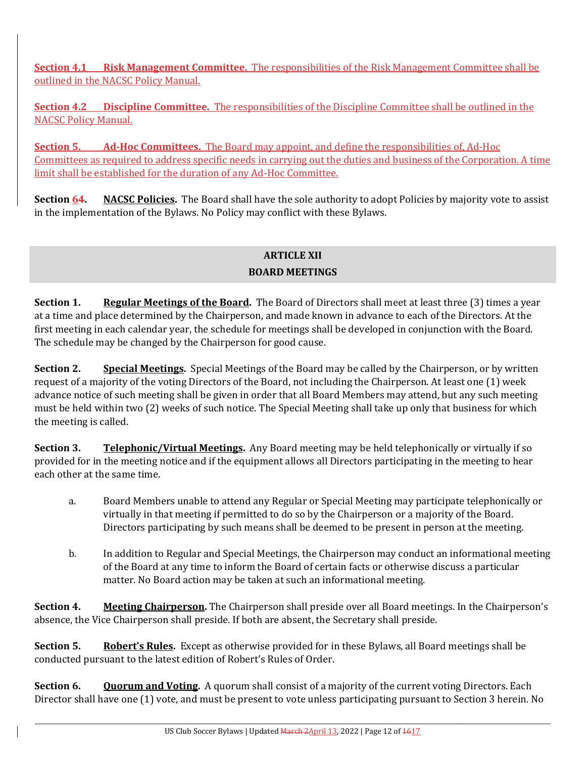**Section 4.1 Risk Management Committee.** The responsibilities of the Risk Management Committee shall be outlined in the NACSC Policy Manual.

**Section 4.2 Discipline Committee.** The responsibilities of the Discipline Committee shall be outlined in the NACSC Policy Manual.

**Section 5. Ad-Hoc Committees.** The Board may appoint, and define the responsibilities of, Ad-Hoc Committees as required to address specific needs in carrying out the duties and business of the Corporation. A time limit shall be established for the duration of any Ad-Hoc Committee.

**Section 64. NACSC Policies.** The Board shall have the sole authority to adopt Policies by majority vote to assist in the implementation of the Bylaws. No Policy may conflict with these Bylaws.

## ARTICLE XII
## BOARD MEETINGS

**Section 1. Regular Meetings of the Board.** The Board of Directors shall meet at least three (3) times a year at a time and place determined by the Chairperson, and made known in advance to each of the Directors. At the first meeting in each calendar year, the schedule for meetings shall be developed in conjunction with the Board. The schedule may be changed by the Chairperson for good cause.

**Section 2. Special Meetings.** Special Meetings of the Board may be called by the Chairperson, or by written request of a majority of the voting Directors of the Board, not including the Chairperson. At least one (1) week advance notice of such meeting shall be given in order that all Board Members may attend, but any such meeting must be held within two (2) weeks of such notice. The Special Meeting shall take up only that business for which the meeting is called.

**Section 3. Telephonic/Virtual Meetings.** Any Board meeting may be held telephonically or virtually if so provided for in the meeting notice and if the equipment allows all Directors participating in the meeting to hear each other at the same time.

a. Board Members unable to attend any Regular or Special Meeting may participate telephonically or virtually in that meeting if permitted to do so by the Chairperson or a majority of the Board. Directors participating by such means shall be deemed to be present in person at the meeting.

b. In addition to Regular and Special Meetings, the Chairperson may conduct an informational meeting of the Board at any time to inform the Board of certain facts or otherwise discuss a particular matter. No Board action may be taken at such an informational meeting.

**Section 4. Meeting Chairperson.** The Chairperson shall preside over all Board meetings. In the Chairperson's absence, the Vice Chairperson shall preside. If both are absent, the Secretary shall preside.

**Section 5. Robert's Rules.** Except as otherwise provided for in these Bylaws, all Board meetings shall be conducted pursuant to the latest edition of Robert's Rules of Order.

**Section 6. Quorum and Voting.** A quorum shall consist of a majority of the current voting Directors. Each Director shall have one (1) vote, and must be present to vote unless participating pursuant to Section 3 herein. No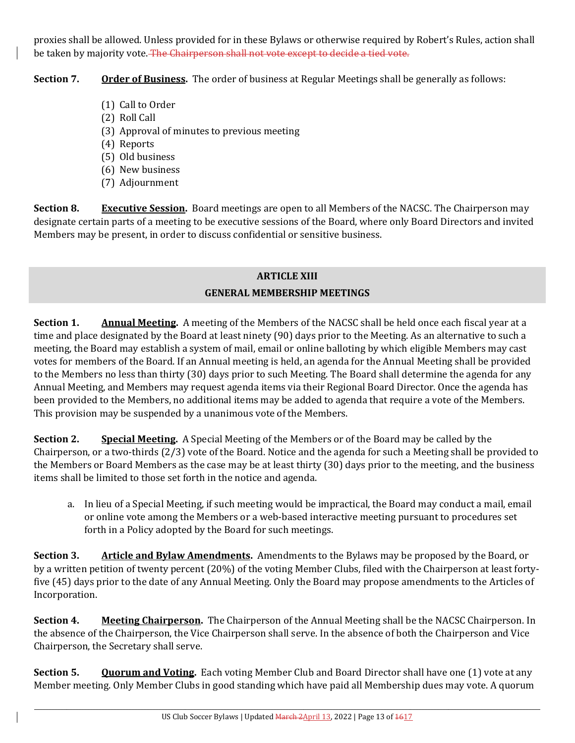proxies shall be allowed. Unless provided for in these Bylaws or otherwise required by Robert's Rules, action shall be taken by majority vote. ~~The Chairperson shall not vote except to decide a tied vote.~~

**Section 7.** **Order of Business.** The order of business at Regular Meetings shall be generally as follows:

(1) Call to Order
(2) Roll Call
(3) Approval of minutes to previous meeting
(4) Reports
(5) Old business
(6) New business
(7) Adjournment

**Section 8.** **Executive Session.** Board meetings are open to all Members of the NACSC. The Chairperson may designate certain parts of a meeting to be executive sessions of the Board, where only Board Directors and invited Members may be present, in order to discuss confidential or sensitive business.

## ARTICLE XIII
## GENERAL MEMBERSHIP MEETINGS

**Section 1.** **Annual Meeting.** A meeting of the Members of the NACSC shall be held once each fiscal year at a time and place designated by the Board at least ninety (90) days prior to the Meeting. As an alternative to such a meeting, the Board may establish a system of mail, email or online balloting by which eligible Members may cast votes for members of the Board. If an Annual meeting is held, an agenda for the Annual Meeting shall be provided to the Members no less than thirty (30) days prior to such Meeting. The Board shall determine the agenda for any Annual Meeting, and Members may request agenda items via their Regional Board Director. Once the agenda has been provided to the Members, no additional items may be added to agenda that require a vote of the Members. This provision may be suspended by a unanimous vote of the Members.

**Section 2.** **Special Meeting.** A Special Meeting of the Members or of the Board may be called by the Chairperson, or a two-thirds (2/3) vote of the Board. Notice and the agenda for such a Meeting shall be provided to the Members or Board Members as the case may be at least thirty (30) days prior to the meeting, and the business items shall be limited to those set forth in the notice and agenda.

a. In lieu of a Special Meeting, if such meeting would be impractical, the Board may conduct a mail, email or online vote among the Members or a web-based interactive meeting pursuant to procedures set forth in a Policy adopted by the Board for such meetings.

**Section 3.** **Article and Bylaw Amendments.** Amendments to the Bylaws may be proposed by the Board, or by a written petition of twenty percent (20%) of the voting Member Clubs, filed with the Chairperson at least forty-five (45) days prior to the date of any Annual Meeting. Only the Board may propose amendments to the Articles of Incorporation.

**Section 4.** **Meeting Chairperson.** The Chairperson of the Annual Meeting shall be the NACSC Chairperson. In the absence of the Chairperson, the Vice Chairperson shall serve. In the absence of both the Chairperson and Vice Chairperson, the Secretary shall serve.

**Section 5.** **Quorum and Voting.** Each voting Member Club and Board Director shall have one (1) vote at any Member meeting. Only Member Clubs in good standing which have paid all Membership dues may vote. A quorum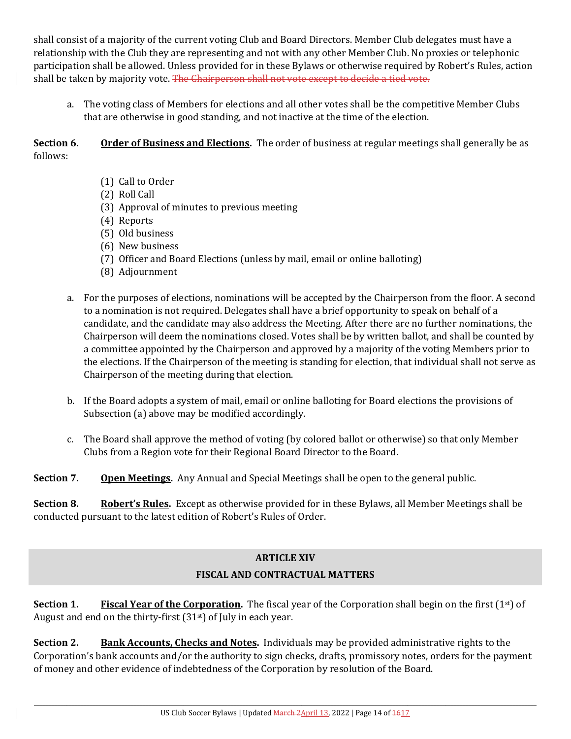shall consist of a majority of the current voting Club and Board Directors. Member Club delegates must have a relationship with the Club they are representing and not with any other Member Club. No proxies or telephonic participation shall be allowed. Unless provided for in these Bylaws or otherwise required by Robert's Rules, action shall be taken by majority vote. ~~The Chairperson shall not vote except to decide a tied vote.~~

a. The voting class of Members for elections and all other votes shall be the competitive Member Clubs that are otherwise in good standing, and not inactive at the time of the election.

**Section 6.** **Order of Business and Elections.** The order of business at regular meetings shall generally be as follows:

(1) Call to Order
(2) Roll Call
(3) Approval of minutes to previous meeting
(4) Reports
(5) Old business
(6) New business
(7) Officer and Board Elections (unless by mail, email or online balloting)
(8) Adjournment

a. For the purposes of elections, nominations will be accepted by the Chairperson from the floor. A second to a nomination is not required. Delegates shall have a brief opportunity to speak on behalf of a candidate, and the candidate may also address the Meeting. After there are no further nominations, the Chairperson will deem the nominations closed. Votes shall be by written ballot, and shall be counted by a committee appointed by the Chairperson and approved by a majority of the voting Members prior to the elections. If the Chairperson of the meeting is standing for election, that individual shall not serve as Chairperson of the meeting during that election.

b. If the Board adopts a system of mail, email or online balloting for Board elections the provisions of Subsection (a) above may be modified accordingly.

c. The Board shall approve the method of voting (by colored ballot or otherwise) so that only Member Clubs from a Region vote for their Regional Board Director to the Board.

**Section 7.** **Open Meetings.** Any Annual and Special Meetings shall be open to the general public.

**Section 8.** **Robert's Rules.** Except as otherwise provided for in these Bylaws, all Member Meetings shall be conducted pursuant to the latest edition of Robert's Rules of Order.

## ARTICLE XIV
## FISCAL AND CONTRACTUAL MATTERS

**Section 1.** **Fiscal Year of the Corporation.** The fiscal year of the Corporation shall begin on the first (1st) of August and end on the thirty-first (31st) of July in each year.

**Section 2.** **Bank Accounts, Checks and Notes.** Individuals may be provided administrative rights to the Corporation's bank accounts and/or the authority to sign checks, drafts, promissory notes, orders for the payment of money and other evidence of indebtedness of the Corporation by resolution of the Board.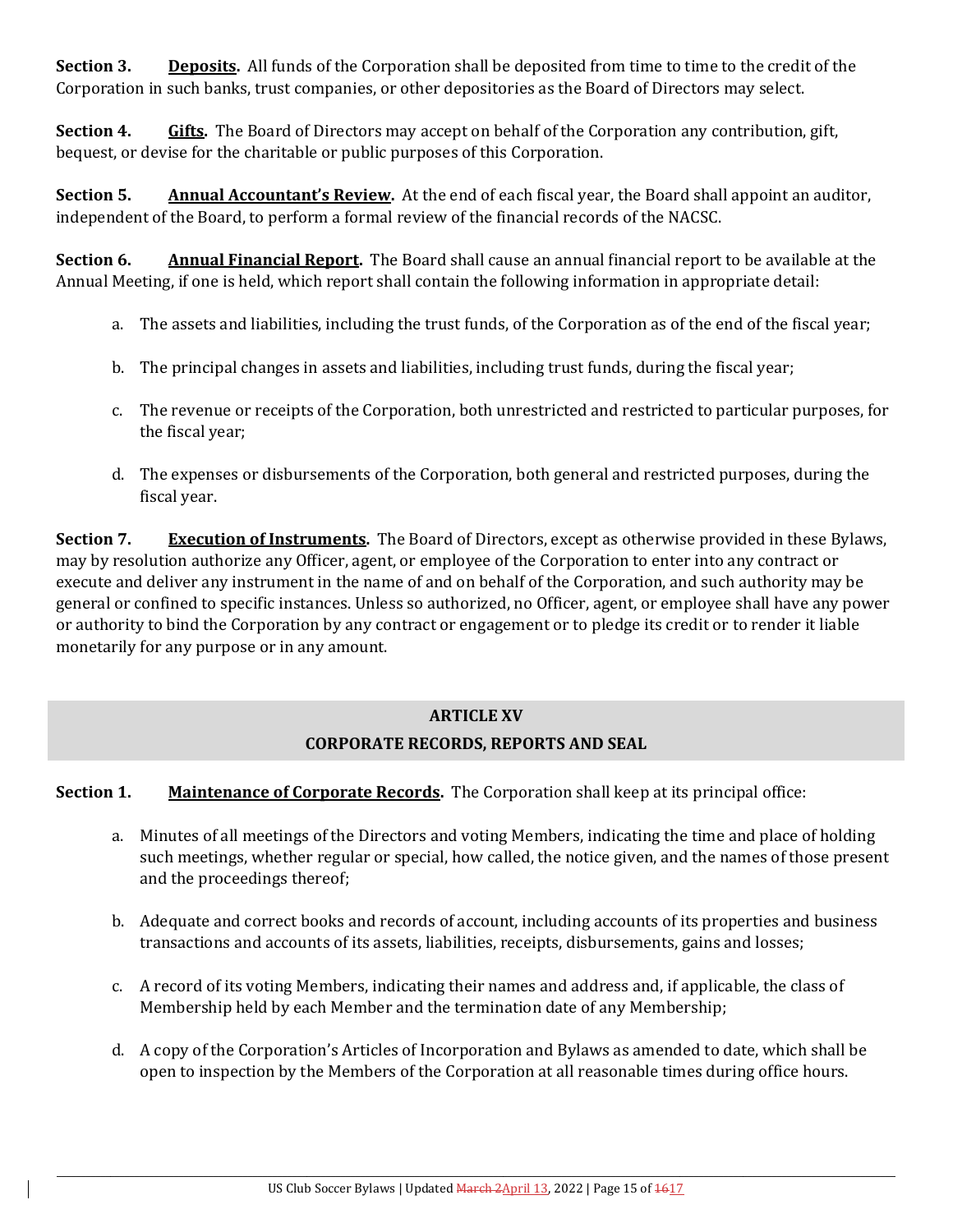**Section 3. Deposits.** All funds of the Corporation shall be deposited from time to time to the credit of the Corporation in such banks, trust companies, or other depositories as the Board of Directors may select.

**Section 4. Gifts.** The Board of Directors may accept on behalf of the Corporation any contribution, gift, bequest, or devise for the charitable or public purposes of this Corporation.

**Section 5. Annual Accountant's Review.** At the end of each fiscal year, the Board shall appoint an auditor, independent of the Board, to perform a formal review of the financial records of the NACSC.

**Section 6. Annual Financial Report.** The Board shall cause an annual financial report to be available at the Annual Meeting, if one is held, which report shall contain the following information in appropriate detail:

a. The assets and liabilities, including the trust funds, of the Corporation as of the end of the fiscal year;

b. The principal changes in assets and liabilities, including trust funds, during the fiscal year;

c. The revenue or receipts of the Corporation, both unrestricted and restricted to particular purposes, for the fiscal year;

d. The expenses or disbursements of the Corporation, both general and restricted purposes, during the fiscal year.

**Section 7. Execution of Instruments.** The Board of Directors, except as otherwise provided in these Bylaws, may by resolution authorize any Officer, agent, or employee of the Corporation to enter into any contract or execute and deliver any instrument in the name of and on behalf of the Corporation, and such authority may be general or confined to specific instances. Unless so authorized, no Officer, agent, or employee shall have any power or authority to bind the Corporation by any contract or engagement or to pledge its credit or to render it liable monetarily for any purpose or in any amount.

## ARTICLE XV
## CORPORATE RECORDS, REPORTS AND SEAL

**Section 1. Maintenance of Corporate Records.** The Corporation shall keep at its principal office:

a. Minutes of all meetings of the Directors and voting Members, indicating the time and place of holding such meetings, whether regular or special, how called, the notice given, and the names of those present and the proceedings thereof;

b. Adequate and correct books and records of account, including accounts of its properties and business transactions and accounts of its assets, liabilities, receipts, disbursements, gains and losses;

c. A record of its voting Members, indicating their names and address and, if applicable, the class of Membership held by each Member and the termination date of any Membership;

d. A copy of the Corporation's Articles of Incorporation and Bylaws as amended to date, which shall be open to inspection by the Members of the Corporation at all reasonable times during office hours.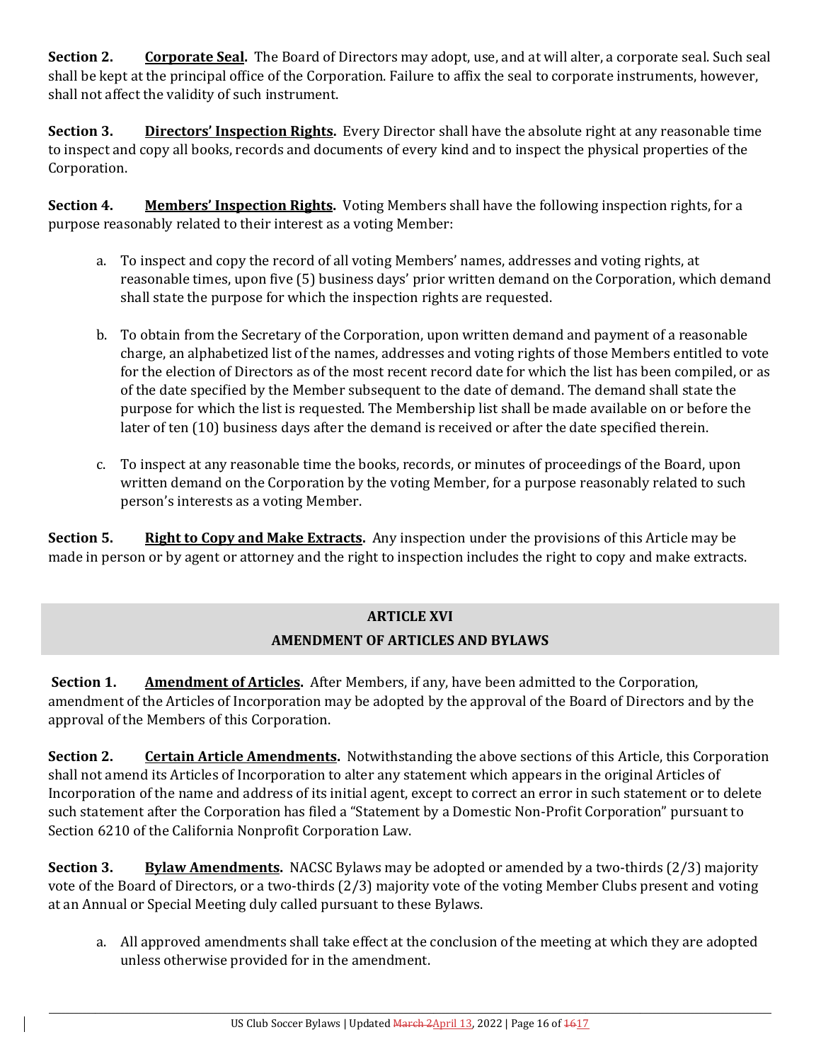**Section 2.** **Corporate Seal.** The Board of Directors may adopt, use, and at will alter, a corporate seal. Such seal shall be kept at the principal office of the Corporation. Failure to affix the seal to corporate instruments, however, shall not affect the validity of such instrument.

**Section 3.** **Directors' Inspection Rights.** Every Director shall have the absolute right at any reasonable time to inspect and copy all books, records and documents of every kind and to inspect the physical properties of the Corporation.

**Section 4.** **Members' Inspection Rights.** Voting Members shall have the following inspection rights, for a purpose reasonably related to their interest as a voting Member:

a. To inspect and copy the record of all voting Members' names, addresses and voting rights, at reasonable times, upon five (5) business days' prior written demand on the Corporation, which demand shall state the purpose for which the inspection rights are requested.

b. To obtain from the Secretary of the Corporation, upon written demand and payment of a reasonable charge, an alphabetized list of the names, addresses and voting rights of those Members entitled to vote for the election of Directors as of the most recent record date for which the list has been compiled, or as of the date specified by the Member subsequent to the date of demand. The demand shall state the purpose for which the list is requested. The Membership list shall be made available on or before the later of ten (10) business days after the demand is received or after the date specified therein.

c. To inspect at any reasonable time the books, records, or minutes of proceedings of the Board, upon written demand on the Corporation by the voting Member, for a purpose reasonably related to such person's interests as a voting Member.

**Section 5.** **Right to Copy and Make Extracts.** Any inspection under the provisions of this Article may be made in person or by agent or attorney and the right to inspection includes the right to copy and make extracts.

## ARTICLE XVI
## AMENDMENT OF ARTICLES AND BYLAWS

**Section 1.** **Amendment of Articles.** After Members, if any, have been admitted to the Corporation, amendment of the Articles of Incorporation may be adopted by the approval of the Board of Directors and by the approval of the Members of this Corporation.

**Section 2.** **Certain Article Amendments.** Notwithstanding the above sections of this Article, this Corporation shall not amend its Articles of Incorporation to alter any statement which appears in the original Articles of Incorporation of the name and address of its initial agent, except to correct an error in such statement or to delete such statement after the Corporation has filed a "Statement by a Domestic Non-Profit Corporation" pursuant to Section 6210 of the California Nonprofit Corporation Law.

**Section 3.** **Bylaw Amendments.** NACSC Bylaws may be adopted or amended by a two-thirds (2/3) majority vote of the Board of Directors, or a two-thirds (2/3) majority vote of the voting Member Clubs present and voting at an Annual or Special Meeting duly called pursuant to these Bylaws.

a. All approved amendments shall take effect at the conclusion of the meeting at which they are adopted unless otherwise provided for in the amendment.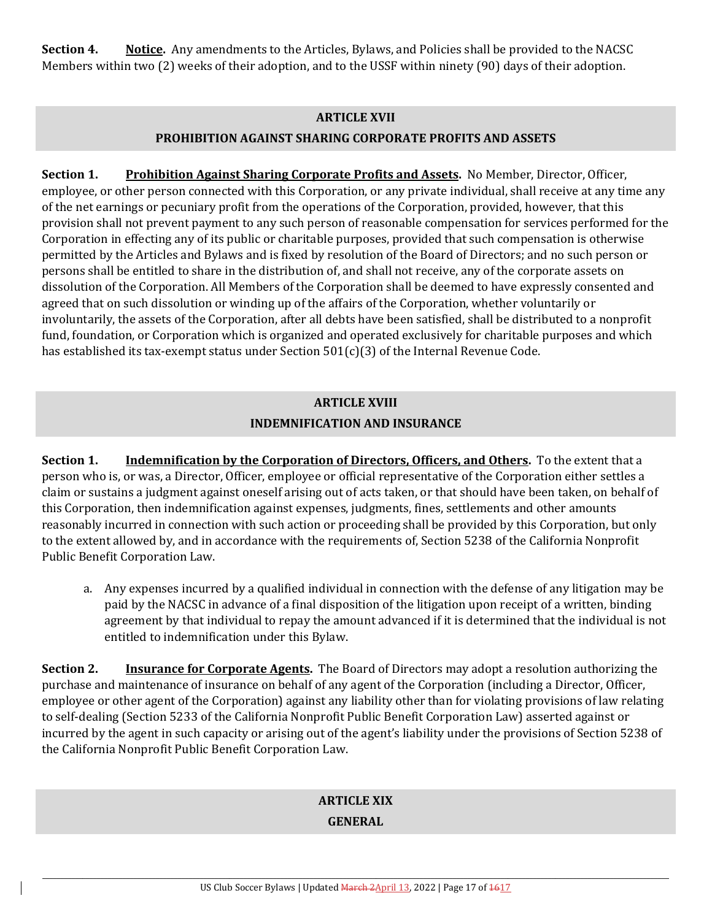**Section 4.** **Notice.** Any amendments to the Articles, Bylaws, and Policies shall be provided to the NACSC Members within two (2) weeks of their adoption, and to the USSF within ninety (90) days of their adoption.

## ARTICLE XVII
## PROHIBITION AGAINST SHARING CORPORATE PROFITS AND ASSETS

**Section 1.** **Prohibition Against Sharing Corporate Profits and Assets.** No Member, Director, Officer, employee, or other person connected with this Corporation, or any private individual, shall receive at any time any of the net earnings or pecuniary profit from the operations of the Corporation, provided, however, that this provision shall not prevent payment to any such person of reasonable compensation for services performed for the Corporation in effecting any of its public or charitable purposes, provided that such compensation is otherwise permitted by the Articles and Bylaws and is fixed by resolution of the Board of Directors; and no such person or persons shall be entitled to share in the distribution of, and shall not receive, any of the corporate assets on dissolution of the Corporation. All Members of the Corporation shall be deemed to have expressly consented and agreed that on such dissolution or winding up of the affairs of the Corporation, whether voluntarily or involuntarily, the assets of the Corporation, after all debts have been satisfied, shall be distributed to a nonprofit fund, foundation, or Corporation which is organized and operated exclusively for charitable purposes and which has established its tax-exempt status under Section 501(c)(3) of the Internal Revenue Code.

## ARTICLE XVIII
## INDEMNIFICATION AND INSURANCE

**Section 1.** **Indemnification by the Corporation of Directors, Officers, and Others.** To the extent that a person who is, or was, a Director, Officer, employee or official representative of the Corporation either settles a claim or sustains a judgment against oneself arising out of acts taken, or that should have been taken, on behalf of this Corporation, then indemnification against expenses, judgments, fines, settlements and other amounts reasonably incurred in connection with such action or proceeding shall be provided by this Corporation, but only to the extent allowed by, and in accordance with the requirements of, Section 5238 of the California Nonprofit Public Benefit Corporation Law.

a. Any expenses incurred by a qualified individual in connection with the defense of any litigation may be paid by the NACSC in advance of a final disposition of the litigation upon receipt of a written, binding agreement by that individual to repay the amount advanced if it is determined that the individual is not entitled to indemnification under this Bylaw.

**Section 2.** **Insurance for Corporate Agents.** The Board of Directors may adopt a resolution authorizing the purchase and maintenance of insurance on behalf of any agent of the Corporation (including a Director, Officer, employee or other agent of the Corporation) against any liability other than for violating provisions of law relating to self-dealing (Section 5233 of the California Nonprofit Public Benefit Corporation Law) asserted against or incurred by the agent in such capacity or arising out of the agent's liability under the provisions of Section 5238 of the California Nonprofit Public Benefit Corporation Law.

## ARTICLE XIX
## GENERAL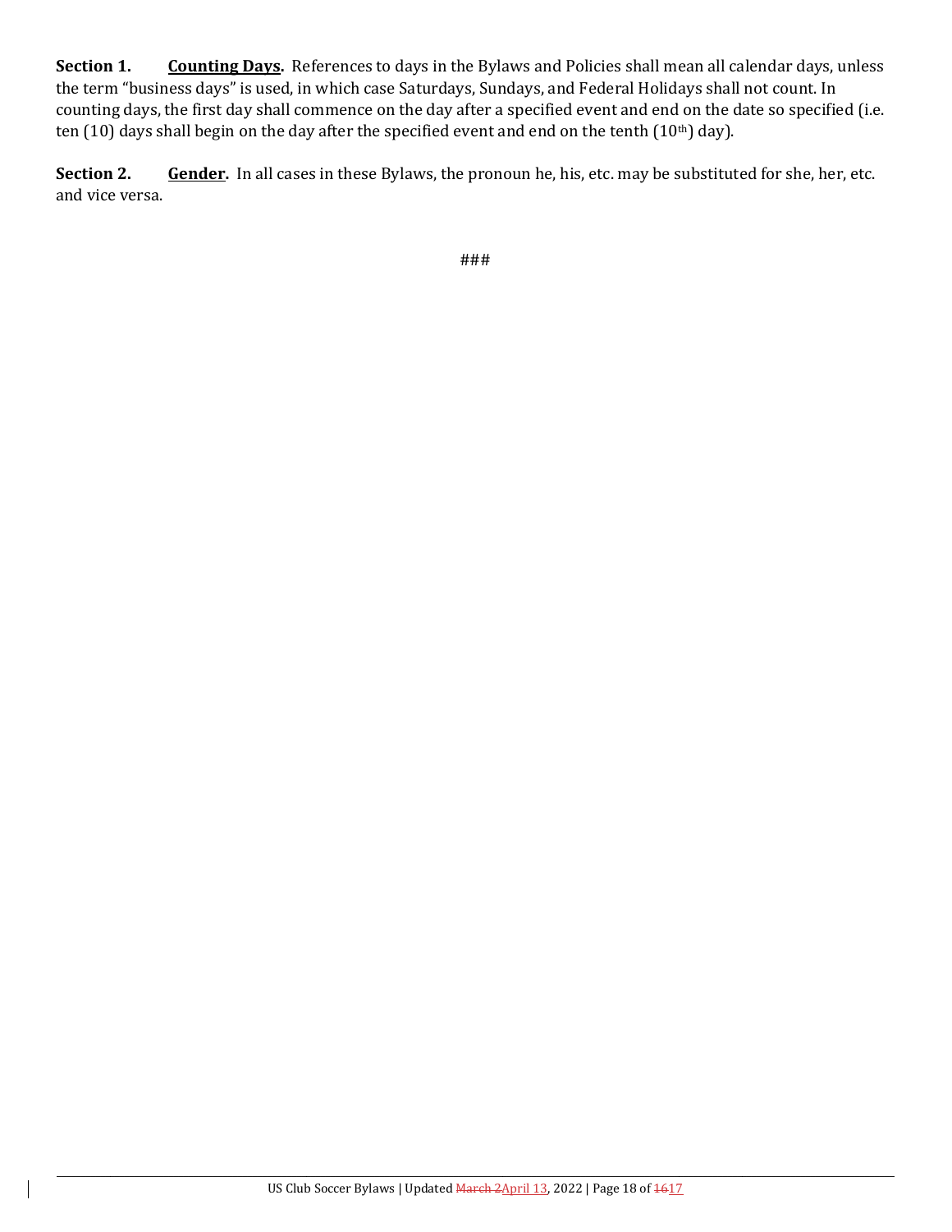**Section 1.** **Counting Days.** References to days in the Bylaws and Policies shall mean all calendar days, unless the term "business days" is used, in which case Saturdays, Sundays, and Federal Holidays shall not count. In counting days, the first day shall commence on the day after a specified event and end on the date so specified (i.e. ten (10) days shall begin on the day after the specified event and end on the tenth (10th) day).

**Section 2.** **Gender.** In all cases in these Bylaws, the pronoun he, his, etc. may be substituted for she, her, etc. and vice versa.

###